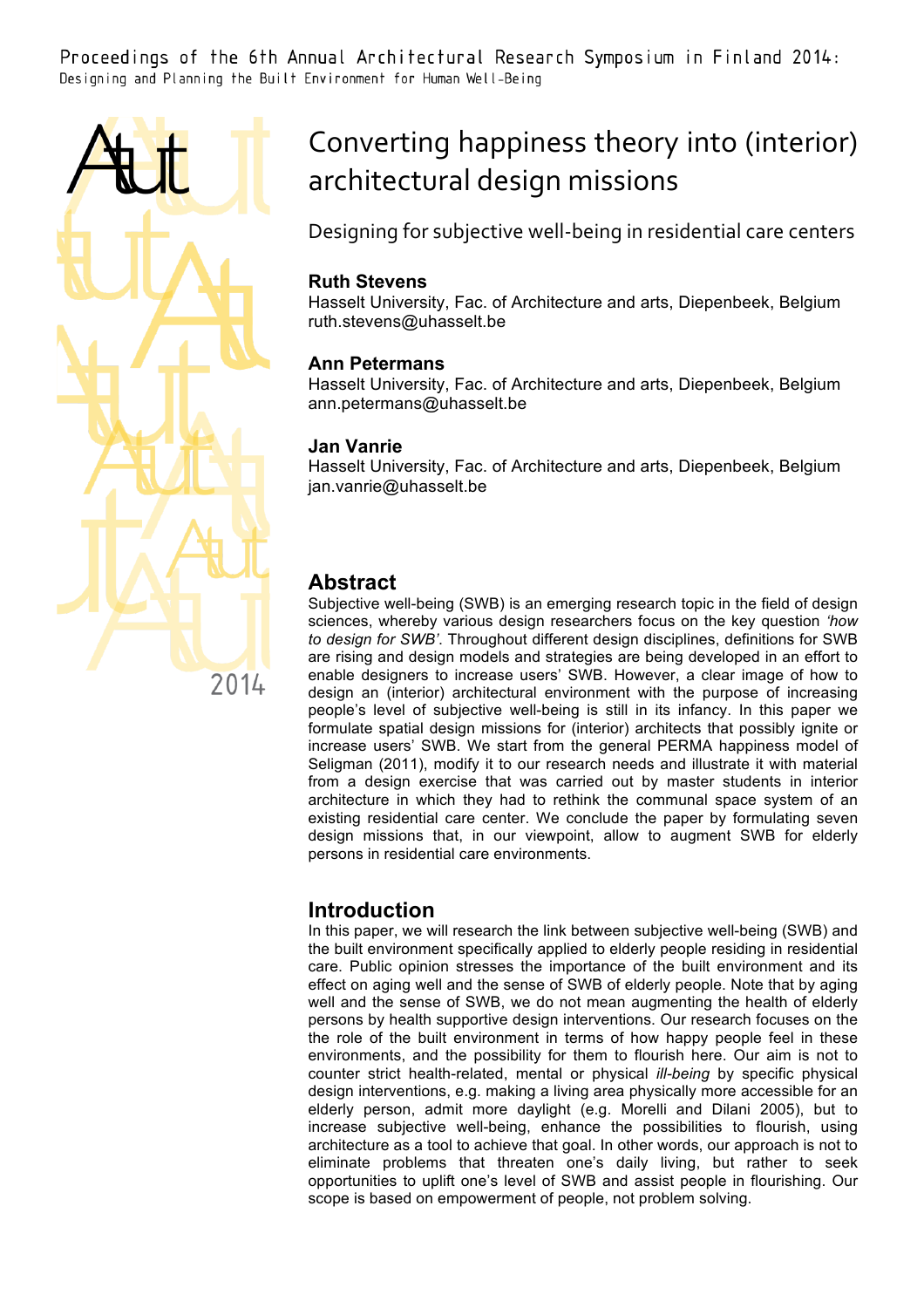# Converting happiness theory into (interior) architectural design missions

## Designing for subjective well-being in residential care centers

**Ruth Stevens**
Hasselt University, Fac. of Architecture and arts, Diepenbeek, Belgium
ruth.stevens@uhasselt.be

**Ann Petermans**
Hasselt University, Fac. of Architecture and arts, Diepenbeek, Belgium
ann.petermans@uhasselt.be

**Jan Vanrie**
Hasselt University, Fac. of Architecture and arts, Diepenbeek, Belgium
jan.vanrie@uhasselt.be

## Abstract

Subjective well-being (SWB) is an emerging research topic in the field of design sciences, whereby various design researchers focus on the key question *'how to design for SWB'*. Throughout different design disciplines, definitions for SWB are rising and design models and strategies are being developed in an effort to enable designers to increase users' SWB. However, a clear image of how to design an (interior) architectural environment with the purpose of increasing people's level of subjective well-being is still in its infancy. In this paper we formulate spatial design missions for (interior) architects that possibly ignite or increase users' SWB. We start from the general PERMA happiness model of Seligman (2011), modify it to our research needs and illustrate it with material from a design exercise that was carried out by master students in interior architecture in which they had to rethink the communal space system of an existing residential care center. We conclude the paper by formulating seven design missions that, in our viewpoint, allow to augment SWB for elderly persons in residential care environments.

## Introduction

In this paper, we will research the link between subjective well-being (SWB) and the built environment specifically applied to elderly people residing in residential care. Public opinion stresses the importance of the built environment and its effect on aging well and the sense of SWB of elderly people. Note that by aging well and the sense of SWB, we do not mean augmenting the health of elderly persons by health supportive design interventions. Our research focuses on the the role of the built environment in terms of how happy people feel in these environments, and the possibility for them to flourish here. Our aim is not to counter strict health-related, mental or physical *ill-being* by specific physical design interventions, e.g. making a living area physically more accessible for an elderly person, admit more daylight (e.g. Morelli and Dilani 2005), but to increase subjective well-being, enhance the possibilities to flourish, using architecture as a tool to achieve that goal. In other words, our approach is not to eliminate problems that threaten one's daily living, but rather to seek opportunities to uplift one's level of SWB and assist people in flourishing. Our scope is based on empowerment of people, not problem solving.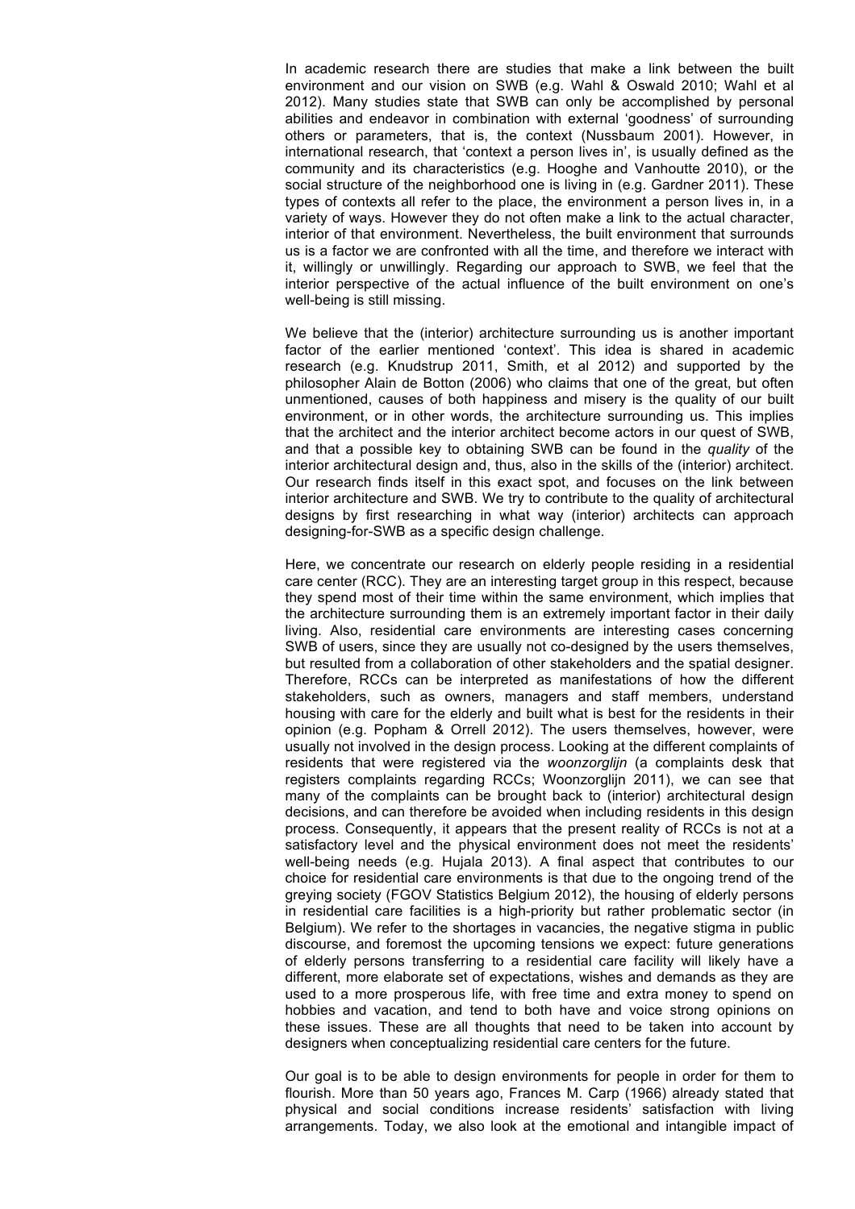In academic research there are studies that make a link between the built environment and our vision on SWB (e.g. Wahl & Oswald 2010; Wahl et al 2012). Many studies state that SWB can only be accomplished by personal abilities and endeavor in combination with external 'goodness' of surrounding others or parameters, that is, the context (Nussbaum 2001). However, in international research, that 'context a person lives in', is usually defined as the community and its characteristics (e.g. Hooghe and Vanhoutte 2010), or the social structure of the neighborhood one is living in (e.g. Gardner 2011). These types of contexts all refer to the place, the environment a person lives in, in a variety of ways. However they do not often make a link to the actual character, interior of that environment. Nevertheless, the built environment that surrounds us is a factor we are confronted with all the time, and therefore we interact with it, willingly or unwillingly. Regarding our approach to SWB, we feel that the interior perspective of the actual influence of the built environment on one's well-being is still missing.

We believe that the (interior) architecture surrounding us is another important factor of the earlier mentioned 'context'. This idea is shared in academic research (e.g. Knudstrup 2011, Smith, et al 2012) and supported by the philosopher Alain de Botton (2006) who claims that one of the great, but often unmentioned, causes of both happiness and misery is the quality of our built environment, or in other words, the architecture surrounding us. This implies that the architect and the interior architect become actors in our quest of SWB, and that a possible key to obtaining SWB can be found in the *quality* of the interior architectural design and, thus, also in the skills of the (interior) architect. Our research finds itself in this exact spot, and focuses on the link between interior architecture and SWB. We try to contribute to the quality of architectural designs by first researching in what way (interior) architects can approach designing-for-SWB as a specific design challenge.

Here, we concentrate our research on elderly people residing in a residential care center (RCC). They are an interesting target group in this respect, because they spend most of their time within the same environment, which implies that the architecture surrounding them is an extremely important factor in their daily living. Also, residential care environments are interesting cases concerning SWB of users, since they are usually not co-designed by the users themselves, but resulted from a collaboration of other stakeholders and the spatial designer. Therefore, RCCs can be interpreted as manifestations of how the different stakeholders, such as owners, managers and staff members, understand housing with care for the elderly and built what is best for the residents in their opinion (e.g. Popham & Orrell 2012). The users themselves, however, were usually not involved in the design process. Looking at the different complaints of residents that were registered via the *woonzorglijn* (a complaints desk that registers complaints regarding RCCs; Woonzorglijn 2011), we can see that many of the complaints can be brought back to (interior) architectural design decisions, and can therefore be avoided when including residents in this design process. Consequently, it appears that the present reality of RCCs is not at a satisfactory level and the physical environment does not meet the residents' well-being needs (e.g. Hujala 2013). A final aspect that contributes to our choice for residential care environments is that due to the ongoing trend of the greying society (FGOV Statistics Belgium 2012), the housing of elderly persons in residential care facilities is a high-priority but rather problematic sector (in Belgium). We refer to the shortages in vacancies, the negative stigma in public discourse, and foremost the upcoming tensions we expect: future generations of elderly persons transferring to a residential care facility will likely have a different, more elaborate set of expectations, wishes and demands as they are used to a more prosperous life, with free time and extra money to spend on hobbies and vacation, and tend to both have and voice strong opinions on these issues. These are all thoughts that need to be taken into account by designers when conceptualizing residential care centers for the future.

Our goal is to be able to design environments for people in order for them to flourish. More than 50 years ago, Frances M. Carp (1966) already stated that physical and social conditions increase residents' satisfaction with living arrangements. Today, we also look at the emotional and intangible impact of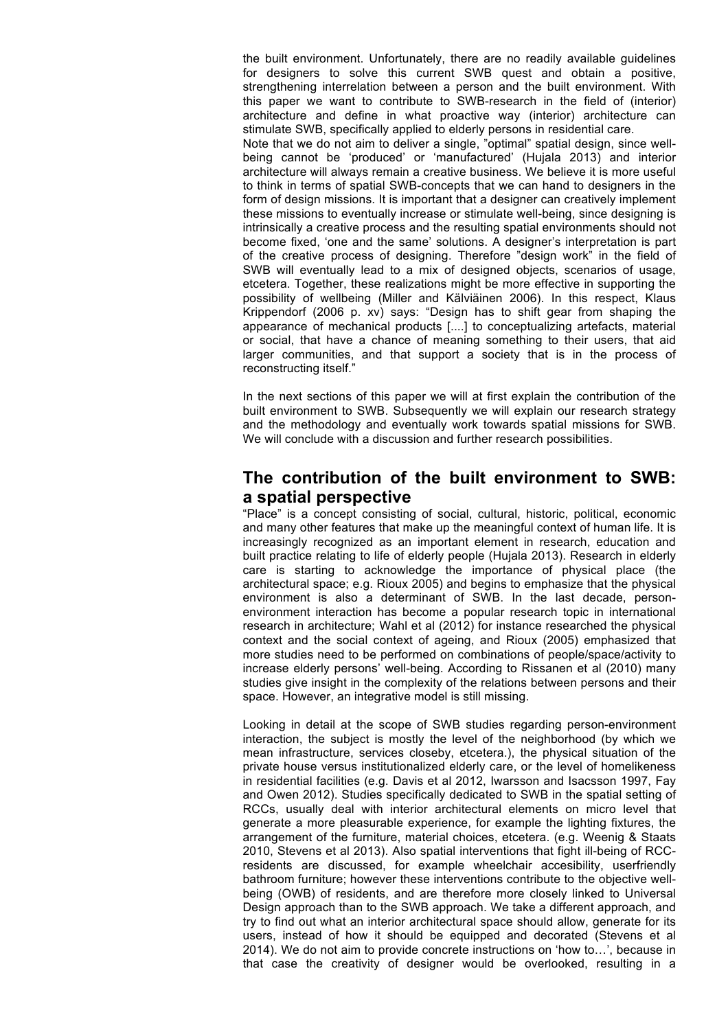the built environment. Unfortunately, there are no readily available guidelines for designers to solve this current SWB quest and obtain a positive, strengthening interrelation between a person and the built environment. With this paper we want to contribute to SWB-research in the field of (interior) architecture and define in what proactive way (interior) architecture can stimulate SWB, specifically applied to elderly persons in residential care.
Note that we do not aim to deliver a single, "optimal" spatial design, since well-being cannot be 'produced' or 'manufactured' (Hujala 2013) and interior architecture will always remain a creative business. We believe it is more useful to think in terms of spatial SWB-concepts that we can hand to designers in the form of design missions. It is important that a designer can creatively implement these missions to eventually increase or stimulate well-being, since designing is intrinsically a creative process and the resulting spatial environments should not become fixed, 'one and the same' solutions. A designer's interpretation is part of the creative process of designing. Therefore "design work" in the field of SWB will eventually lead to a mix of designed objects, scenarios of usage, etcetera. Together, these realizations might be more effective in supporting the possibility of wellbeing (Miller and Kälviäinen 2006). In this respect, Klaus Krippendorf (2006 p. xv) says: "Design has to shift gear from shaping the appearance of mechanical products [....] to conceptualizing artefacts, material or social, that have a chance of meaning something to their users, that aid larger communities, and that support a society that is in the process of reconstructing itself."

In the next sections of this paper we will at first explain the contribution of the built environment to SWB. Subsequently we will explain our research strategy and the methodology and eventually work towards spatial missions for SWB. We will conclude with a discussion and further research possibilities.

## The contribution of the built environment to SWB: a spatial perspective

"Place" is a concept consisting of social, cultural, historic, political, economic and many other features that make up the meaningful context of human life. It is increasingly recognized as an important element in research, education and built practice relating to life of elderly people (Hujala 2013). Research in elderly care is starting to acknowledge the importance of physical place (the architectural space; e.g. Rioux 2005) and begins to emphasize that the physical environment is also a determinant of SWB. In the last decade, person-environment interaction has become a popular research topic in international research in architecture; Wahl et al (2012) for instance researched the physical context and the social context of ageing, and Rioux (2005) emphasized that more studies need to be performed on combinations of people/space/activity to increase elderly persons' well-being. According to Rissanen et al (2010) many studies give insight in the complexity of the relations between persons and their space. However, an integrative model is still missing.

Looking in detail at the scope of SWB studies regarding person-environment interaction, the subject is mostly the level of the neighborhood (by which we mean infrastructure, services closeby, etcetera.), the physical situation of the private house versus institutionalized elderly care, or the level of homelikeness in residential facilities (e.g. Davis et al 2012, Iwarsson and Isacsson 1997, Fay and Owen 2012). Studies specifically dedicated to SWB in the spatial setting of RCCs, usually deal with interior architectural elements on micro level that generate a more pleasurable experience, for example the lighting fixtures, the arrangement of the furniture, material choices, etcetera. (e.g. Weenig & Staats 2010, Stevens et al 2013). Also spatial interventions that fight ill-being of RCC-residents are discussed, for example wheelchair accesibility, userfriendly bathroom furniture; however these interventions contribute to the objective well-being (OWB) of residents, and are therefore more closely linked to Universal Design approach than to the SWB approach. We take a different approach, and try to find out what an interior architectural space should allow, generate for its users, instead of how it should be equipped and decorated (Stevens et al 2014). We do not aim to provide concrete instructions on 'how to…', because in that case the creativity of designer would be overlooked, resulting in a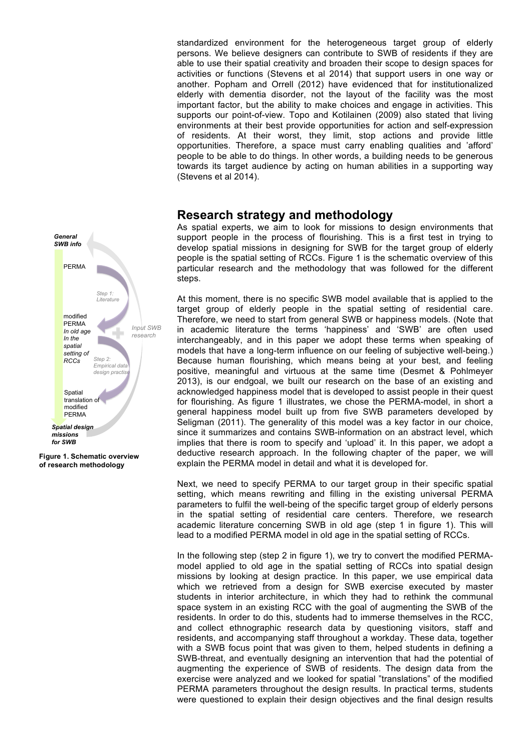standardized environment for the heterogeneous target group of elderly persons. We believe designers can contribute to SWB of residents if they are able to use their spatial creativity and broaden their scope to design spaces for activities or functions (Stevens et al 2014) that support users in one way or another. Popham and Orrell (2012) have evidenced that for institutionalized elderly with dementia disorder, not the layout of the facility was the most important factor, but the ability to make choices and engage in activities. This supports our point-of-view. Topo and Kotilainen (2009) also stated that living environments at their best provide opportunities for action and self-expression of residents. At their worst, they limit, stop actions and provide little opportunities. Therefore, a space must carry enabling qualities and 'afford' people to be able to do things. In other words, a building needs to be generous towards its target audience by acting on human abilities in a supporting way (Stevens et al 2014).

## Research strategy and methodology

As spatial experts, we aim to look for missions to design environments that support people in the process of flourishing. This is a first test in trying to develop spatial missions in designing for SWB for the target group of elderly people is the spatial setting of RCCs. Figure 1 is the schematic overview of this particular research and the methodology that was followed for the different steps.

At this moment, there is no specific SWB model available that is applied to the target group of elderly people in the spatial setting of residential care. Therefore, we need to start from general SWB or happiness models. (Note that in academic literature the terms 'happiness' and 'SWB' are often used interchangeably, and in this paper we adopt these terms when speaking of models that have a long-term influence on our feeling of subjective well-being.) Because human flourishing, which means being at your best, and feeling positive, meaningful and virtuous at the same time (Desmet & Pohlmeyer 2013), is our endgoal, we built our research on the base of an existing and acknowledged happiness model that is developed to assist people in their quest for flourishing. As figure 1 illustrates, we chose the PERMA-model, in short a general happiness model built up from five SWB parameters developed by Seligman (2011). The generality of this model was a key factor in our choice, since it summarizes and contains SWB-information on an abstract level, which implies that there is room to specify and 'upload' it. In this paper, we adopt a deductive research approach. In the following chapter of the paper, we will explain the PERMA model in detail and what it is developed for.

*General SWB info*

PERMA

*Step 1: Literature*

modified PERMA *In old age In the spatial setting of RCCs*

*Input SWB research*

*Step 2: Empirical data design practise*

Spatial translation of modified PERMA

*Spatial design missions for SWB*

**Figure 1. Schematic overview of research methodology**

Next, we need to specify PERMA to our target group in their specific spatial setting, which means rewriting and filling in the existing universal PERMA parameters to fulfil the well-being of the specific target group of elderly persons in the spatial setting of residential care centers. Therefore, we research academic literature concerning SWB in old age (step 1 in figure 1). This will lead to a modified PERMA model in old age in the spatial setting of RCCs.

In the following step (step 2 in figure 1), we try to convert the modified PERMA-model applied to old age in the spatial setting of RCCs into spatial design missions by looking at design practice. In this paper, we use empirical data which we retrieved from a design for SWB exercise executed by master students in interior architecture, in which they had to rethink the communal space system in an existing RCC with the goal of augmenting the SWB of the residents. In order to do this, students had to immerse themselves in the RCC, and collect ethnographic research data by questioning visitors, staff and residents, and accompanying staff throughout a workday. These data, together with a SWB focus point that was given to them, helped students in defining a SWB-threat, and eventually designing an intervention that had the potential of augmenting the experience of SWB of residents. The design data from the exercise were analyzed and we looked for spatial "translations" of the modified PERMA parameters throughout the design results. In practical terms, students were questioned to explain their design objectives and the final design results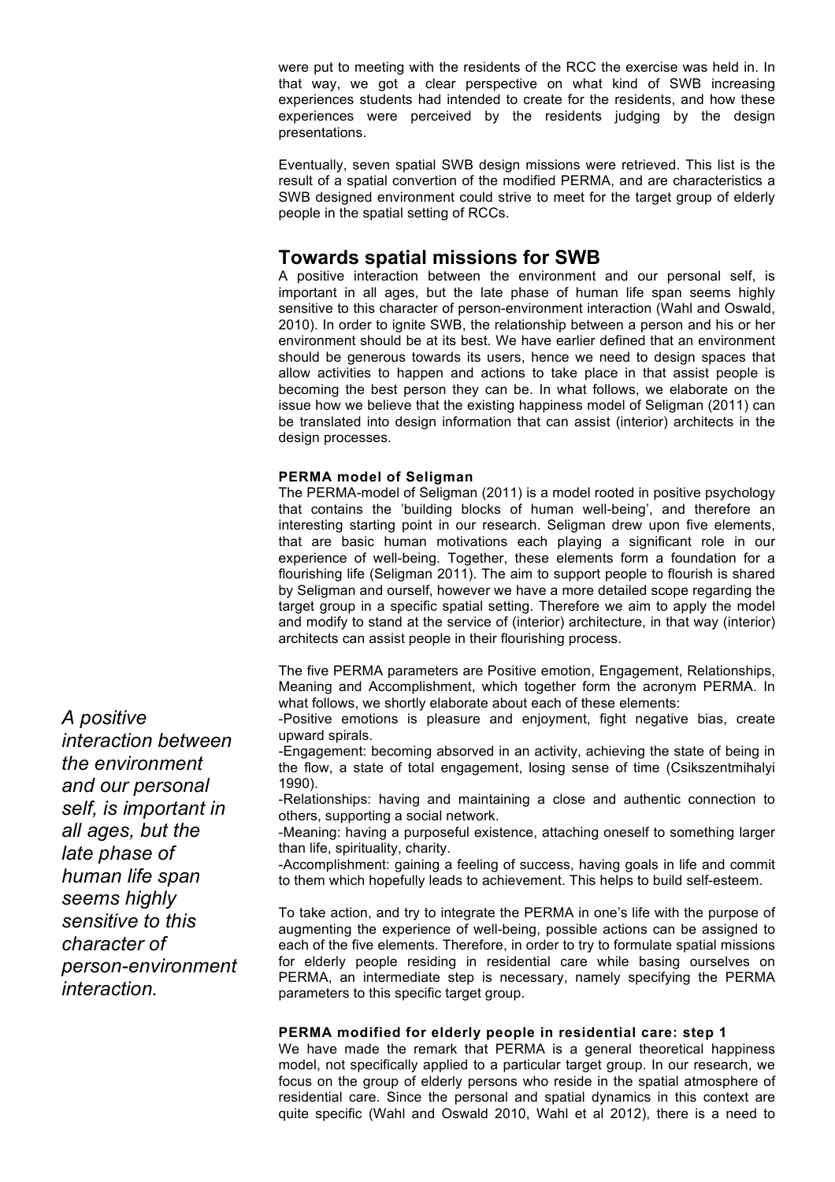were put to meeting with the residents of the RCC the exercise was held in. In that way, we got a clear perspective on what kind of SWB increasing experiences students had intended to create for the residents, and how these experiences were perceived by the residents judging by the design presentations.

Eventually, seven spatial SWB design missions were retrieved. This list is the result of a spatial convertion of the modified PERMA, and are characteristics a SWB designed environment could strive to meet for the target group of elderly people in the spatial setting of RCCs.

## Towards spatial missions for SWB

A positive interaction between the environment and our personal self, is important in all ages, but the late phase of human life span seems highly sensitive to this character of person-environment interaction (Wahl and Oswald, 2010). In order to ignite SWB, the relationship between a person and his or her environment should be at its best. We have earlier defined that an environment should be generous towards its users, hence we need to design spaces that allow activities to happen and actions to take place in that assist people is becoming the best person they can be. In what follows, we elaborate on the issue how we believe that the existing happiness model of Seligman (2011) can be translated into design information that can assist (interior) architects in the design processes.

*A positive interaction between the environment and our personal self, is important in all ages, but the late phase of human life span seems highly sensitive to this character of person-environment interaction.*

### PERMA model of Seligman

The PERMA-model of Seligman (2011) is a model rooted in positive psychology that contains the 'building blocks of human well-being', and therefore an interesting starting point in our research. Seligman drew upon five elements, that are basic human motivations each playing a significant role in our experience of well-being. Together, these elements form a foundation for a flourishing life (Seligman 2011). The aim to support people to flourish is shared by Seligman and ourself, however we have a more detailed scope regarding the target group in a specific spatial setting. Therefore we aim to apply the model and modify to stand at the service of (interior) architecture, in that way (interior) architects can assist people in their flourishing process.

The five PERMA parameters are Positive emotion, Engagement, Relationships, Meaning and Accomplishment, which together form the acronym PERMA. In what follows, we shortly elaborate about each of these elements:

-Positive emotions is pleasure and enjoyment, fight negative bias, create upward spirals.

-Engagement: becoming absorved in an activity, achieving the state of being in the flow, a state of total engagement, losing sense of time (Csikszentmihalyi 1990).

-Relationships: having and maintaining a close and authentic connection to others, supporting a social network.

-Meaning: having a purposeful existence, attaching oneself to something larger than life, spirituality, charity.

-Accomplishment: gaining a feeling of success, having goals in life and commit to them which hopefully leads to achievement. This helps to build self-esteem.

To take action, and try to integrate the PERMA in one's life with the purpose of augmenting the experience of well-being, possible actions can be assigned to each of the five elements. Therefore, in order to try to formulate spatial missions for elderly people residing in residential care while basing ourselves on PERMA, an intermediate step is necessary, namely specifying the PERMA parameters to this specific target group.

### PERMA modified for elderly people in residential care: step 1

We have made the remark that PERMA is a general theoretical happiness model, not specifically applied to a particular target group. In our research, we focus on the group of elderly persons who reside in the spatial atmosphere of residential care. Since the personal and spatial dynamics in this context are quite specific (Wahl and Oswald 2010, Wahl et al 2012), there is a need to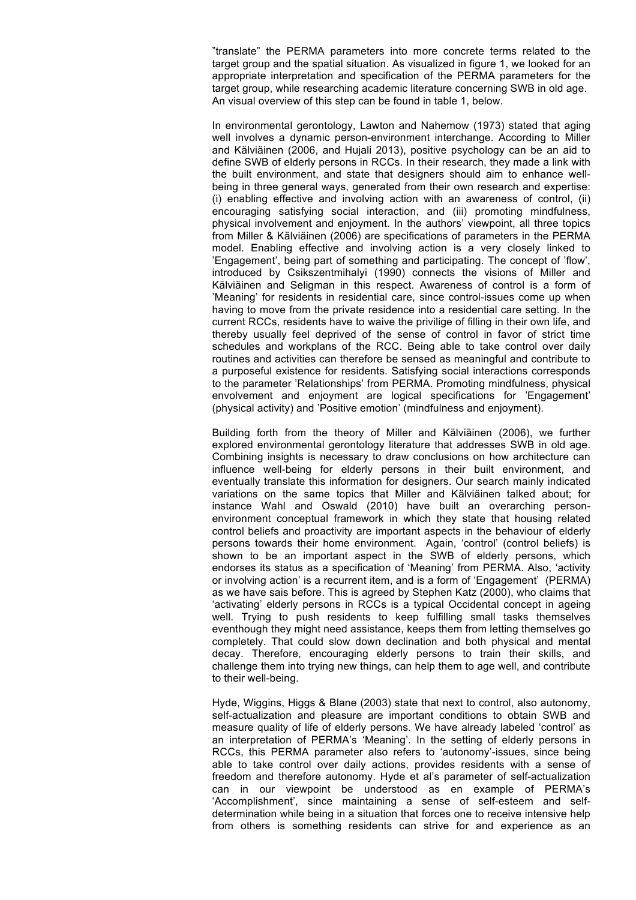"translate" the PERMA parameters into more concrete terms related to the target group and the spatial situation. As visualized in figure 1, we looked for an appropriate interpretation and specification of the PERMA parameters for the target group, while researching academic literature concerning SWB in old age. An visual overview of this step can be found in table 1, below.

In environmental gerontology, Lawton and Nahemow (1973) stated that aging well involves a dynamic person-environment interchange. According to Miller and Kälviäinen (2006, and Hujali 2013), positive psychology can be an aid to define SWB of elderly persons in RCCs. In their research, they made a link with the built environment, and state that designers should aim to enhance well-being in three general ways, generated from their own research and expertise: (i) enabling effective and involving action with an awareness of control, (ii) encouraging satisfying social interaction, and (iii) promoting mindfulness, physical involvement and enjoyment. In the authors' viewpoint, all three topics from Miller & Kälviäinen (2006) are specifications of parameters in the PERMA model. Enabling effective and involving action is a very closely linked to 'Engagement', being part of something and participating. The concept of 'flow', introduced by Csikszentmihalyi (1990) connects the visions of Miller and Kälviäinen and Seligman in this respect. Awareness of control is a form of 'Meaning' for residents in residential care, since control-issues come up when having to move from the private residence into a residential care setting. In the current RCCs, residents have to waive the privilige of filling in their own life, and thereby usually feel deprived of the sense of control in favor of strict time schedules and workplans of the RCC. Being able to take control over daily routines and activities can therefore be sensed as meaningful and contribute to a purposeful existence for residents. Satisfying social interactions corresponds to the parameter 'Relationships' from PERMA. Promoting mindfulness, physical envolvement and enjoyment are logical specifications for 'Engagement' (physical activity) and 'Positive emotion' (mindfulness and enjoyment).

Building forth from the theory of Miller and Kälviäinen (2006), we further explored environmental gerontology literature that addresses SWB in old age. Combining insights is necessary to draw conclusions on how architecture can influence well-being for elderly persons in their built environment, and eventually translate this information for designers. Our search mainly indicated variations on the same topics that Miller and Kälviäinen talked about; for instance Wahl and Oswald (2010) have built an overarching person-environment conceptual framework in which they state that housing related control beliefs and proactivity are important aspects in the behaviour of elderly persons towards their home environment. Again, 'control' (control beliefs) is shown to be an important aspect in the SWB of elderly persons, which endorses its status as a specification of 'Meaning' from PERMA. Also, 'activity or involving action' is a recurrent item, and is a form of 'Engagement' (PERMA) as we have sais before. This is agreed by Stephen Katz (2000), who claims that 'activating' elderly persons in RCCs is a typical Occidental concept in ageing well. Trying to push residents to keep fulfilling small tasks themselves eventhough they might need assistance, keeps them from letting themselves go completely. That could slow down declination and both physical and mental decay. Therefore, encouraging elderly persons to train their skills, and challenge them into trying new things, can help them to age well, and contribute to their well-being.

Hyde, Wiggins, Higgs & Blane (2003) state that next to control, also autonomy, self-actualization and pleasure are important conditions to obtain SWB and measure quality of life of elderly persons. We have already labeled 'control' as an interpretation of PERMA's 'Meaning'. In the setting of elderly persons in RCCs, this PERMA parameter also refers to 'autonomy'-issues, since being able to take control over daily actions, provides residents with a sense of freedom and therefore autonomy. Hyde et al's parameter of self-actualization can in our viewpoint be understood as en example of PERMA's 'Accomplishment', since maintaining a sense of self-esteem and self-determination while being in a situation that forces one to receive intensive help from others is something residents can strive for and experience as an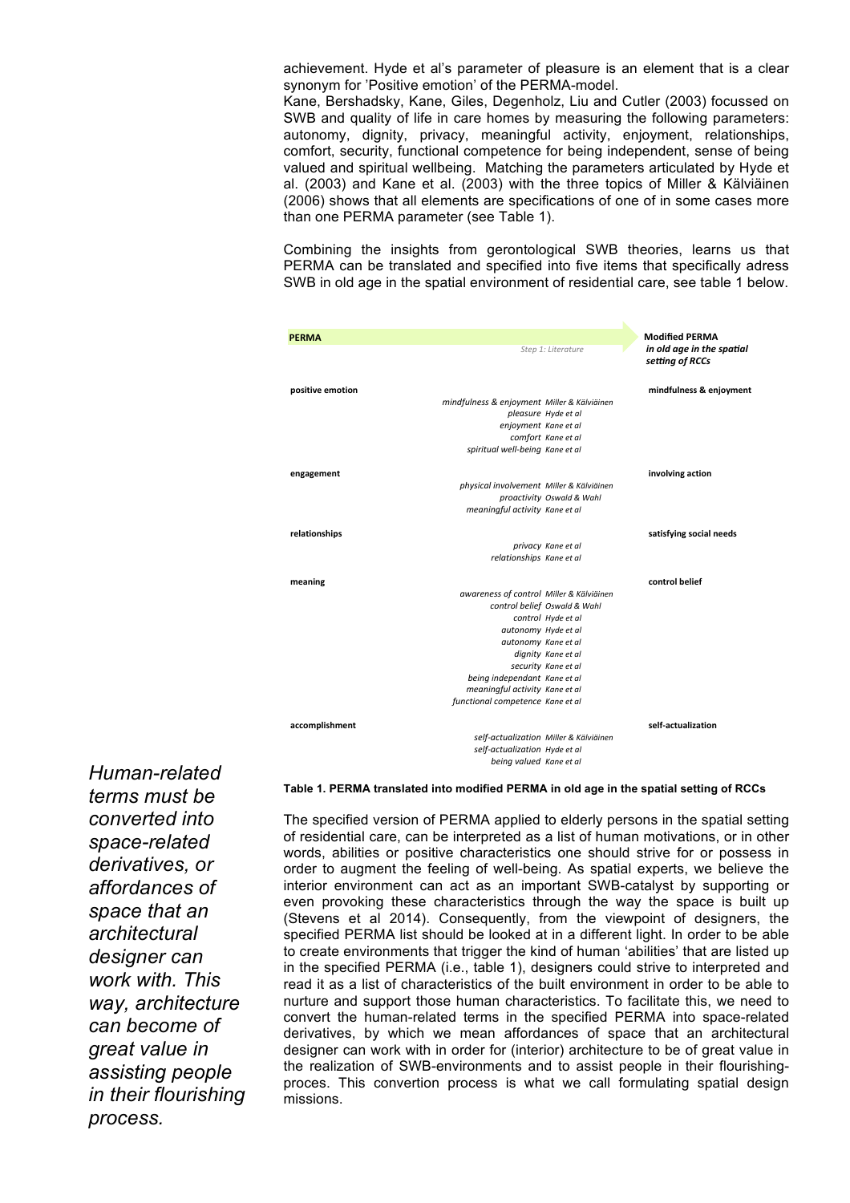achievement. Hyde et al's parameter of pleasure is an element that is a clear synonym for 'Positive emotion' of the PERMA-model.

Kane, Bershadsky, Kane, Giles, Degenholz, Liu and Cutler (2003) focussed on SWB and quality of life in care homes by measuring the following parameters: autonomy, dignity, privacy, meaningful activity, enjoyment, relationships, comfort, security, functional competence for being independent, sense of being valued and spiritual wellbeing. Matching the parameters articulated by Hyde et al. (2003) and Kane et al. (2003) with the three topics of Miller & Kälviäinen (2006) shows that all elements are specifications of one of in some cases more than one PERMA parameter (see Table 1).

Combining the insights from gerontological SWB theories, learns us that PERMA can be translated and specified into five items that specifically adress SWB in old age in the spatial environment of residential care, see table 1 below.

| PERMA | *Step 1: Literature* | Modified PERMA *in old age in the spatial setting of RCCs* |
|---|---|---|
| positive emotion | *mindfulness & enjoyment Miller & Kälviäinen*<br>*pleasure Hyde et al*<br>*enjoyment Kane et al*<br>*comfort Kane et al*<br>*spiritual well-being Kane et al* | mindfulness & enjoyment |
| engagement | *physical involvement Miller & Kälviäinen*<br>*proactivity Oswald & Wahl*<br>*meaningful activity Kane et al* | involving action |
| relationships | *privacy Kane et al*<br>*relationships Kane et al* | satisfying social needs |
| meaning | *awareness of control Miller & Kälviäinen*<br>*control belief Oswald & Wahl*<br>*control Hyde et al*<br>*autonomy Hyde et al*<br>*autonomy Kane et al*<br>*dignity Kane et al*<br>*security Kane et al*<br>*being independant Kane et al*<br>*meaningful activity Kane et al*<br>*functional competence Kane et al* | control belief |
| accomplishment | *self-actualization Miller & Kälviäinen*<br>*self-actualization Hyde et al*<br>*being valued Kane et al* | self-actualization |

**Table 1. PERMA translated into modified PERMA in old age in the spatial setting of RCCs**

The specified version of PERMA applied to elderly persons in the spatial setting of residential care, can be interpreted as a list of human motivations, or in other words, abilities or positive characteristics one should strive for or possess in order to augment the feeling of well-being. As spatial experts, we believe the interior environment can act as an important SWB-catalyst by supporting or even provoking these characteristics through the way the space is built up (Stevens et al 2014). Consequently, from the viewpoint of designers, the specified PERMA list should be looked at in a different light. In order to be able to create environments that trigger the kind of human 'abilities' that are listed up in the specified PERMA (i.e., table 1), designers could strive to interpreted and read it as a list of characteristics of the built environment in order to be able to nurture and support those human characteristics. To facilitate this, we need to convert the human-related terms in the specified PERMA into space-related derivatives, by which we mean affordances of space that an architectural designer can work with in order for (interior) architecture to be of great value in the realization of SWB-environments and to assist people in their flourishing-proces. This convertion process is what we call formulating spatial design missions.

*Human-related terms must be converted into space-related derivatives, or affordances of space that an architectural designer can work with. This way, architecture can become of great value in assisting people in their flourishing process.*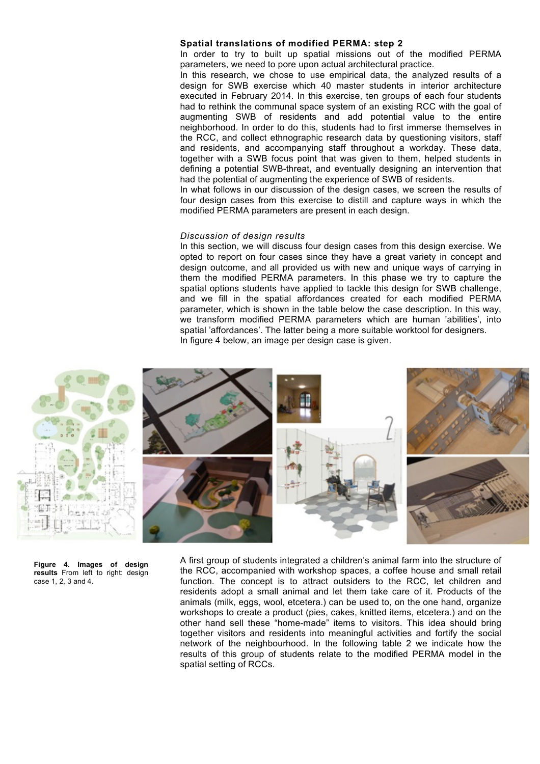**Spatial translations of modified PERMA: step 2**

In order to try to built up spatial missions out of the modified PERMA parameters, we need to pore upon actual architectural practice.

In this research, we chose to use empirical data, the analyzed results of a design for SWB exercise which 40 master students in interior architecture executed in February 2014. In this exercise, ten groups of each four students had to rethink the communal space system of an existing RCC with the goal of augmenting SWB of residents and add potential value to the entire neighborhood. In order to do this, students had to first immerse themselves in the RCC, and collect ethnographic research data by questioning visitors, staff and residents, and accompanying staff throughout a workday. These data, together with a SWB focus point that was given to them, helped students in defining a potential SWB-threat, and eventually designing an intervention that had the potential of augmenting the experience of SWB of residents.

In what follows in our discussion of the design cases, we screen the results of four design cases from this exercise to distill and capture ways in which the modified PERMA parameters are present in each design.

*Discussion of design results*

In this section, we will discuss four design cases from this design exercise. We opted to report on four cases since they have a great variety in concept and design outcome, and all provided us with new and unique ways of carrying in them the modified PERMA parameters. In this phase we try to capture the spatial options students have applied to tackle this design for SWB challenge, and we fill in the spatial affordances created for each modified PERMA parameter, which is shown in the table below the case description. In this way, we transform modified PERMA parameters which are human 'abilities', into spatial 'affordances'. The latter being a more suitable worktool for designers. In figure 4 below, an image per design case is given.

**Figure 4. Images of design results** From left to right: design case 1, 2, 3 and 4.

A first group of students integrated a children's animal farm into the structure of the RCC, accompanied with workshop spaces, a coffee house and small retail function. The concept is to attract outsiders to the RCC, let children and residents adopt a small animal and let them take care of it. Products of the animals (milk, eggs, wool, etcetera.) can be used to, on the one hand, organize workshops to create a product (pies, cakes, knitted items, etcetera.) and on the other hand sell these "home-made" items to visitors. This idea should bring together visitors and residents into meaningful activities and fortify the social network of the neighbourhood. In the following table 2 we indicate how the results of this group of students relate to the modified PERMA model in the spatial setting of RCCs.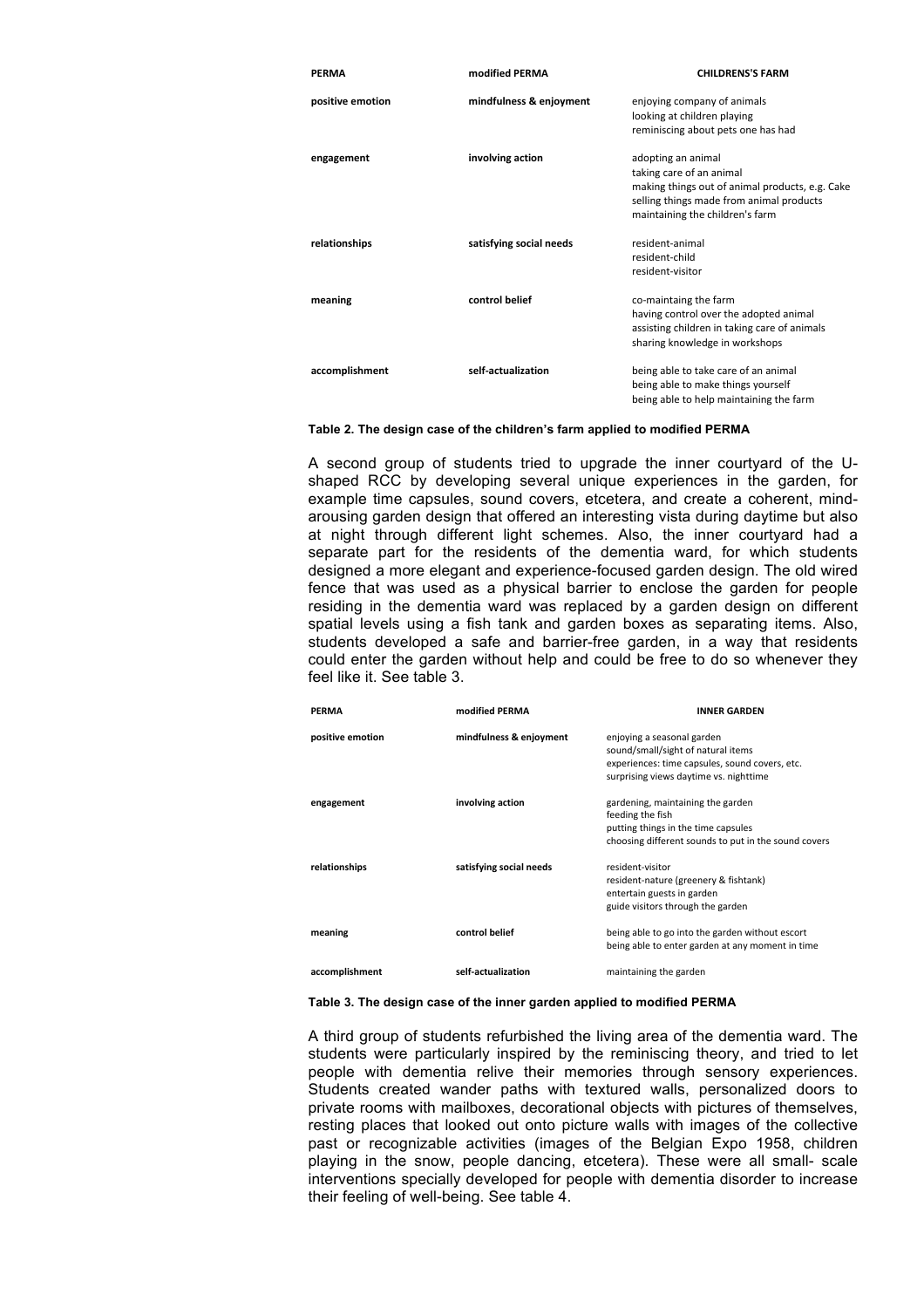| PERMA | modified PERMA | CHILDRENS'S FARM |
|---|---|---|
| positive emotion | mindfulness & enjoyment | enjoying company of animals<br>looking at children playing<br>reminiscing about pets one has had |
| engagement | involving action | adopting an animal<br>taking care of an animal<br>making things out of animal products, e.g. Cake<br>selling things made from animal products<br>maintaining the children's farm |
| relationships | satisfying social needs | resident-animal<br>resident-child<br>resident-visitor |
| meaning | control belief | co-maintaing the farm<br>having control over the adopted animal<br>assisting children in taking care of animals<br>sharing knowledge in workshops |
| accomplishment | self-actualization | being able to take care of an animal<br>being able to make things yourself<br>being able to help maintaining the farm |

**Table 2. The design case of the children's farm applied to modified PERMA**

A second group of students tried to upgrade the inner courtyard of the U-shaped RCC by developing several unique experiences in the garden, for example time capsules, sound covers, etcetera, and create a coherent, mind-arousing garden design that offered an interesting vista during daytime but also at night through different light schemes. Also, the inner courtyard had a separate part for the residents of the dementia ward, for which students designed a more elegant and experience-focused garden design. The old wired fence that was used as a physical barrier to enclose the garden for people residing in the dementia ward was replaced by a garden design on different spatial levels using a fish tank and garden boxes as separating items. Also, students developed a safe and barrier-free garden, in a way that residents could enter the garden without help and could be free to do so whenever they feel like it. See table 3.

| PERMA | modified PERMA | INNER GARDEN |
|---|---|---|
| positive emotion | mindfulness & enjoyment | enjoying a seasonal garden<br>sound/small/sight of natural items<br>experiences: time capsules, sound covers, etc.<br>surprising views daytime vs. nighttime |
| engagement | involving action | gardening, maintaining the garden<br>feeding the fish<br>putting things in the time capsules<br>choosing different sounds to put in the sound covers |
| relationships | satisfying social needs | resident-visitor<br>resident-nature (greenery & fishtank)<br>entertain guests in garden<br>guide visitors through the garden |
| meaning | control belief | being able to go into the garden without escort<br>being able to enter garden at any moment in time |
| accomplishment | self-actualization | maintaining the garden |

**Table 3. The design case of the inner garden applied to modified PERMA**

A third group of students refurbished the living area of the dementia ward. The students were particularly inspired by the reminiscing theory, and tried to let people with dementia relive their memories through sensory experiences. Students created wander paths with textured walls, personalized doors to private rooms with mailboxes, decorational objects with pictures of themselves, resting places that looked out onto picture walls with images of the collective past or recognizable activities (images of the Belgian Expo 1958, children playing in the snow, people dancing, etcetera). These were all small- scale interventions specially developed for people with dementia disorder to increase their feeling of well-being. See table 4.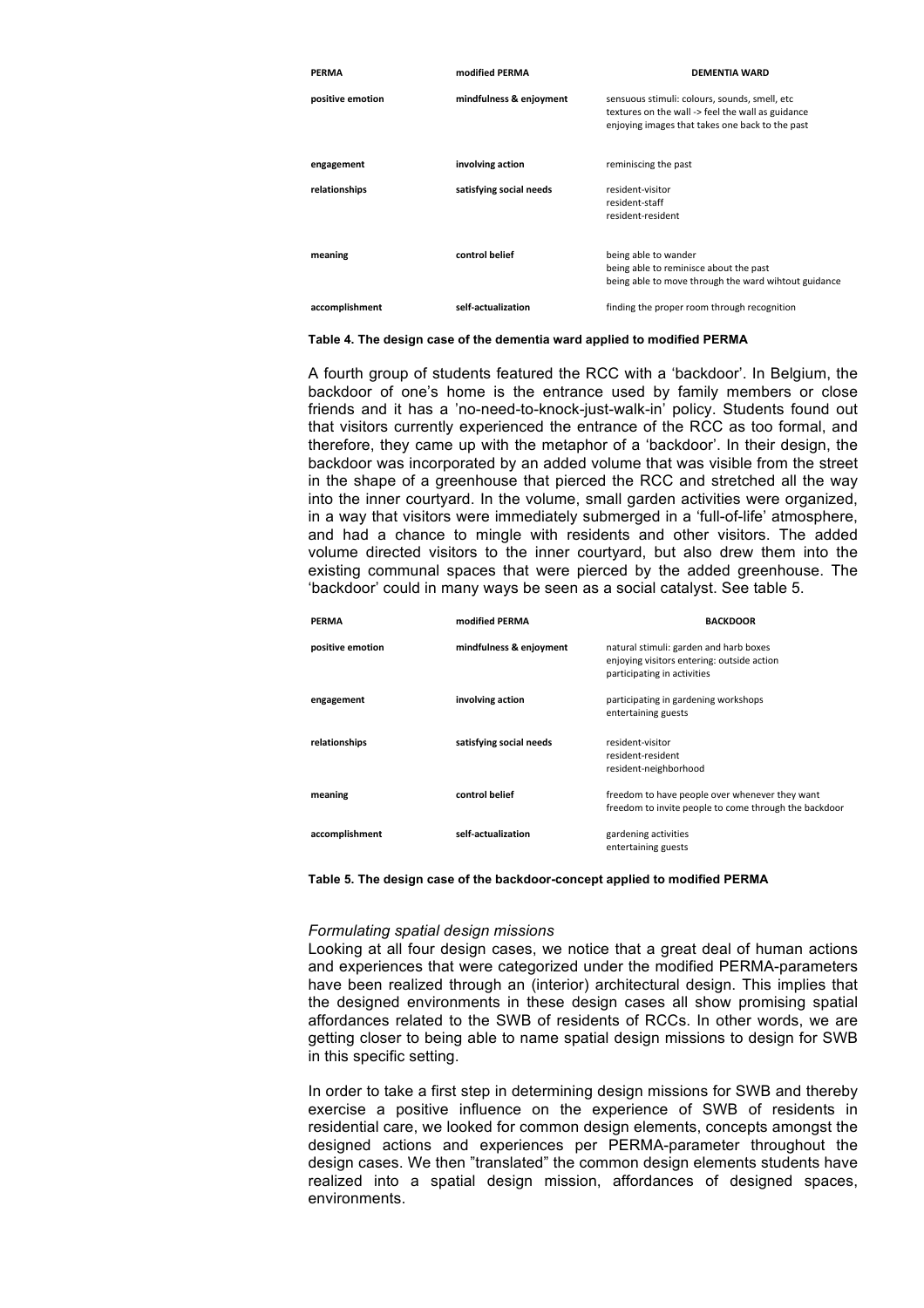| PERMA | modified PERMA | DEMENTIA WARD |
|---|---|---|
| positive emotion | mindfulness & enjoyment | sensuous stimuli: colours, sounds, smell, etc<br>textures on the wall -> feel the wall as guidance<br>enjoying images that takes one back to the past |
| engagement | involving action | reminiscing the past |
| relationships | satisfying social needs | resident-visitor<br>resident-staff<br>resident-resident |
| meaning | control belief | being able to wander<br>being able to reminisce about the past<br>being able to move through the ward wihtout guidance |
| accomplishment | self-actualization | finding the proper room through recognition |

**Table 4. The design case of the dementia ward applied to modified PERMA**

A fourth group of students featured the RCC with a 'backdoor'. In Belgium, the backdoor of one's home is the entrance used by family members or close friends and it has a 'no-need-to-knock-just-walk-in' policy. Students found out that visitors currently experienced the entrance of the RCC as too formal, and therefore, they came up with the metaphor of a 'backdoor'. In their design, the backdoor was incorporated by an added volume that was visible from the street in the shape of a greenhouse that pierced the RCC and stretched all the way into the inner courtyard. In the volume, small garden activities were organized, in a way that visitors were immediately submerged in a 'full-of-life' atmosphere, and had a chance to mingle with residents and other visitors. The added volume directed visitors to the inner courtyard, but also drew them into the existing communal spaces that were pierced by the added greenhouse. The 'backdoor' could in many ways be seen as a social catalyst. See table 5.

| PERMA | modified PERMA | BACKDOOR |
|---|---|---|
| positive emotion | mindfulness & enjoyment | natural stimuli: garden and harb boxes<br>enjoying visitors entering: outside action<br>participating in activities |
| engagement | involving action | participating in gardening workshops<br>entertaining guests |
| relationships | satisfying social needs | resident-visitor<br>resident-resident<br>resident-neighborhood |
| meaning | control belief | freedom to have people over whenever they want<br>freedom to invite people to come through the backdoor |
| accomplishment | self-actualization | gardening activities<br>entertaining guests |

**Table 5. The design case of the backdoor-concept applied to modified PERMA**

*Formulating spatial design missions*

Looking at all four design cases, we notice that a great deal of human actions and experiences that were categorized under the modified PERMA-parameters have been realized through an (interior) architectural design. This implies that the designed environments in these design cases all show promising spatial affordances related to the SWB of residents of RCCs. In other words, we are getting closer to being able to name spatial design missions to design for SWB in this specific setting.

In order to take a first step in determining design missions for SWB and thereby exercise a positive influence on the experience of SWB of residents in residential care, we looked for common design elements, concepts amongst the designed actions and experiences per PERMA-parameter throughout the design cases. We then "translated" the common design elements students have realized into a spatial design mission, affordances of designed spaces, environments.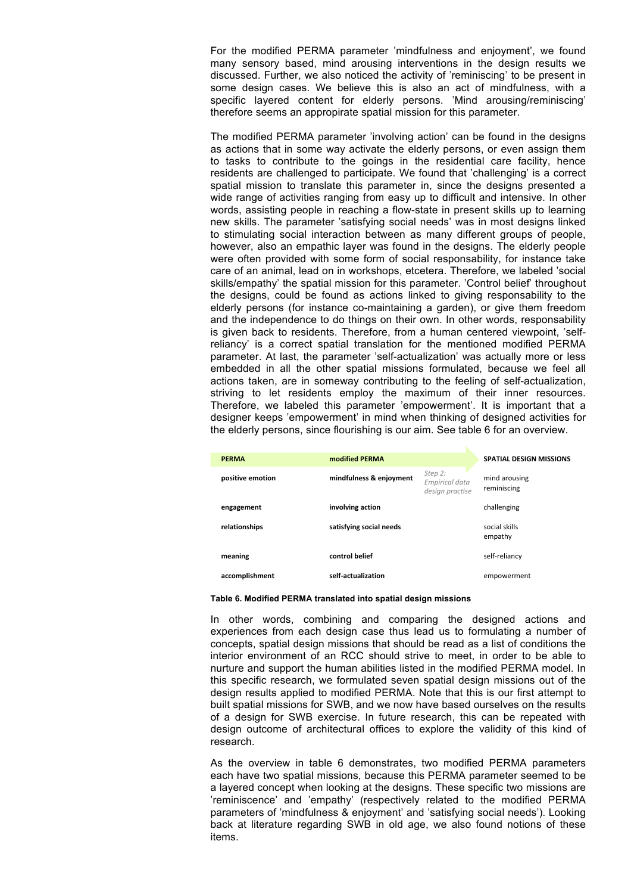For the modified PERMA parameter 'mindfulness and enjoyment', we found many sensory based, mind arousing interventions in the design results we discussed. Further, we also noticed the activity of 'reminiscing' to be present in some design cases. We believe this is also an act of mindfulness, with a specific layered content for elderly persons. 'Mind arousing/reminiscing' therefore seems an appropirate spatial mission for this parameter.

The modified PERMA parameter 'involving action' can be found in the designs as actions that in some way activate the elderly persons, or even assign them to tasks to contribute to the goings in the residential care facility, hence residents are challenged to participate. We found that 'challenging' is a correct spatial mission to translate this parameter in, since the designs presented a wide range of activities ranging from easy up to difficult and intensive. In other words, assisting people in reaching a flow-state in present skills up to learning new skills. The parameter 'satisfying social needs' was in most designs linked to stimulating social interaction between as many different groups of people, however, also an empathic layer was found in the designs. The elderly people were often provided with some form of social responsability, for instance take care of an animal, lead on in workshops, etcetera. Therefore, we labeled 'social skills/empathy' the spatial mission for this parameter. 'Control belief' throughout the designs, could be found as actions linked to giving responsability to the elderly persons (for instance co-maintaining a garden), or give them freedom and the independence to do things on their own. In other words, responsability is given back to residents. Therefore, from a human centered viewpoint, 'self-reliancy' is a correct spatial translation for the mentioned modified PERMA parameter. At last, the parameter 'self-actualization' was actually more or less embedded in all the other spatial missions formulated, because we feel all actions taken, are in someway contributing to the feeling of self-actualization, striving to let residents employ the maximum of their inner resources. Therefore, we labeled this parameter 'empowerment'. It is important that a designer keeps 'empowerment' in mind when thinking of designed activities for the elderly persons, since flourishing is our aim. See table 6 for an overview.

| **PERMA** | **modified PERMA** | | **SPATIAL DESIGN MISSIONS** |
|---|---|---|---|
| **positive emotion** | **mindfulness & enjoyment** | *Step 2: Empirical data design practise* | mind arousing<br>reminiscing |
| **engagement** | **involving action** | | challenging |
| **relationships** | **satisfying social needs** | | social skills<br>empathy |
| **meaning** | **control belief** | | self-reliancy |
| **accomplishment** | **self-actualization** | | empowerment |

**Table 6. Modified PERMA translated into spatial design missions**

In other words, combining and comparing the designed actions and experiences from each design case thus lead us to formulating a number of concepts, spatial design missions that should be read as a list of conditions the interior environment of an RCC should strive to meet, in order to be able to nurture and support the human abilities listed in the modified PERMA model. In this specific research, we formulated seven spatial design missions out of the design results applied to modified PERMA. Note that this is our first attempt to built spatial missions for SWB, and we now have based ourselves on the results of a design for SWB exercise. In future research, this can be repeated with design outcome of architectural offices to explore the validity of this kind of research.

As the overview in table 6 demonstrates, two modified PERMA parameters each have two spatial missions, because this PERMA parameter seemed to be a layered concept when looking at the designs. These specific two missions are 'reminiscence' and 'empathy' (respectively related to the modified PERMA parameters of 'mindfulness & enjoyment' and 'satisfying social needs'). Looking back at literature regarding SWB in old age, we also found notions of these items.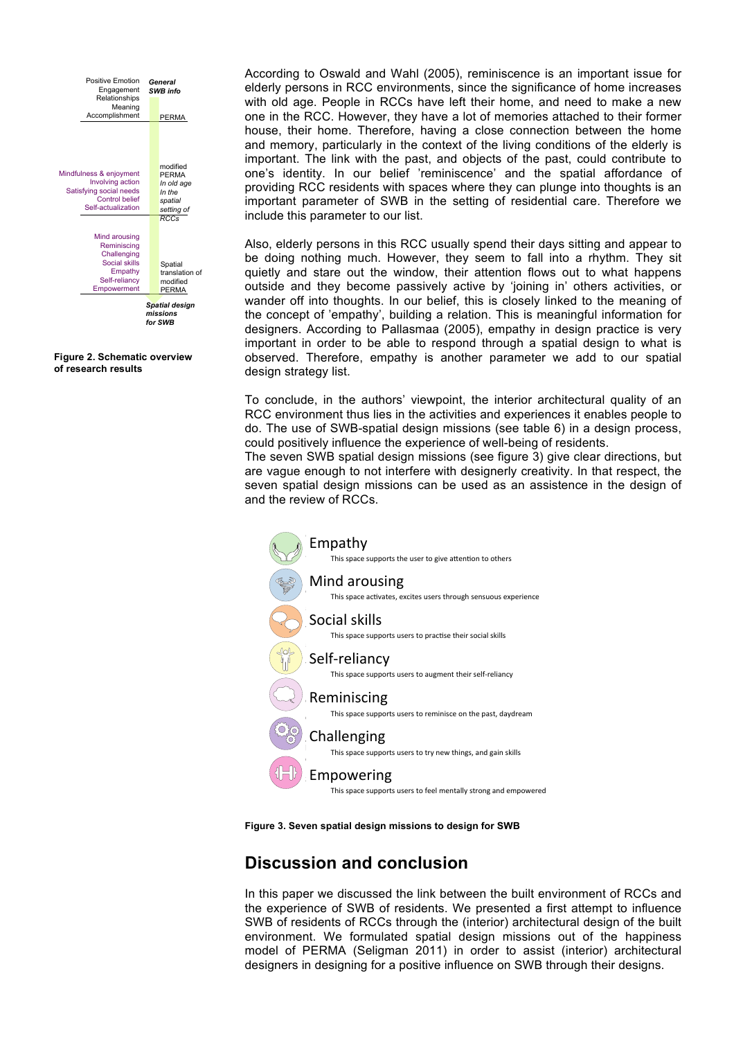| | |
|---|---|
| Positive Emotion<br>Engagement<br>Relationships<br>Meaning<br>Accomplishment | ***General SWB info***<br><br>PERMA |
| Mindfulness & enjoyment<br>Involving action<br>Satisfying social needs<br>Control belief<br>Self-actualization | modified PERMA *In old age In the spatial setting of RCCs* |
| Mind arousing<br>Reminiscing<br>Challenging<br>Social skills<br>Empathy<br>Self-reliancy<br>Empowerment | Spatial translation of modified PERMA |
| | ***Spatial design missions for SWB*** |

**Figure 2. Schematic overview of research results**

According to Oswald and Wahl (2005), reminiscence is an important issue for elderly persons in RCC environments, since the significance of home increases with old age. People in RCCs have left their home, and need to make a new one in the RCC. However, they have a lot of memories attached to their former house, their home. Therefore, having a close connection between the home and memory, particularly in the context of the living conditions of the elderly is important. The link with the past, and objects of the past, could contribute to one's identity. In our belief 'reminiscence' and the spatial affordance of providing RCC residents with spaces where they can plunge into thoughts is an important parameter of SWB in the setting of residential care. Therefore we include this parameter to our list.

Also, elderly persons in this RCC usually spend their days sitting and appear to be doing nothing much. However, they seem to fall into a rhythm. They sit quietly and stare out the window, their attention flows out to what happens outside and they become passively active by 'joining in' others activities, or wander off into thoughts. In our belief, this is closely linked to the meaning of the concept of 'empathy', building a relation. This is meaningful information for designers. According to Pallasmaa (2005), empathy in design practice is very important in order to be able to respond through a spatial design to what is observed. Therefore, empathy is another parameter we add to our spatial design strategy list.

To conclude, in the authors' viewpoint, the interior architectural quality of an RCC environment thus lies in the activities and experiences it enables people to do. The use of SWB-spatial design missions (see table 6) in a design process, could positively influence the experience of well-being of residents.
The seven SWB spatial design missions (see figure 3) give clear directions, but are vague enough to not interfere with designerly creativity. In that respect, the seven spatial design missions can be used as an assistence in the design of and the review of RCCs.

Empathy
This space supports the user to give attention to others

Mind arousing
This space activates, excites users through sensuous experience

Social skills
This space supports users to practise their social skills

Self-reliancy
This space supports users to augment their self-reliancy

Reminiscing
This space supports users to reminisce on the past, daydream

Challenging
This space supports users to try new things, and gain skills

Empowering
This space supports users to feel mentally strong and empowered

**Figure 3. Seven spatial design missions to design for SWB**

## Discussion and conclusion

In this paper we discussed the link between the built environment of RCCs and the experience of SWB of residents. We presented a first attempt to influence SWB of residents of RCCs through the (interior) architectural design of the built environment. We formulated spatial design missions out of the happiness model of PERMA (Seligman 2011) in order to assist (interior) architectural designers in designing for a positive influence on SWB through their designs.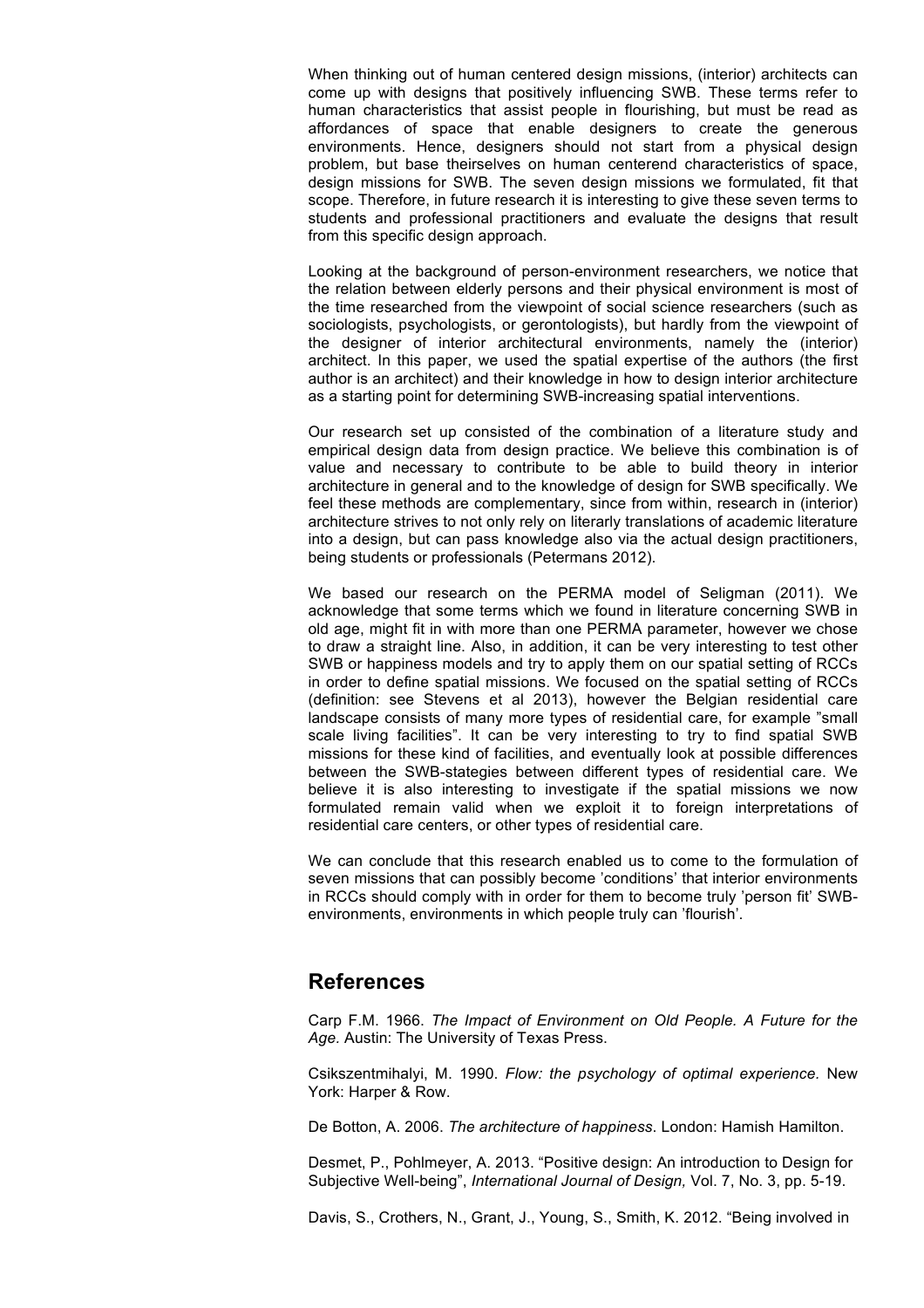When thinking out of human centered design missions, (interior) architects can come up with designs that positively influencing SWB. These terms refer to human characteristics that assist people in flourishing, but must be read as affordances of space that enable designers to create the generous environments. Hence, designers should not start from a physical design problem, but base theirselves on human centerend characteristics of space, design missions for SWB. The seven design missions we formulated, fit that scope. Therefore, in future research it is interesting to give these seven terms to students and professional practitioners and evaluate the designs that result from this specific design approach.

Looking at the background of person-environment researchers, we notice that the relation between elderly persons and their physical environment is most of the time researched from the viewpoint of social science researchers (such as sociologists, psychologists, or gerontologists), but hardly from the viewpoint of the designer of interior architectural environments, namely the (interior) architect. In this paper, we used the spatial expertise of the authors (the first author is an architect) and their knowledge in how to design interior architecture as a starting point for determining SWB-increasing spatial interventions.

Our research set up consisted of the combination of a literature study and empirical design data from design practice. We believe this combination is of value and necessary to contribute to be able to build theory in interior architecture in general and to the knowledge of design for SWB specifically. We feel these methods are complementary, since from within, research in (interior) architecture strives to not only rely on literarly translations of academic literature into a design, but can pass knowledge also via the actual design practitioners, being students or professionals (Petermans 2012).

We based our research on the PERMA model of Seligman (2011). We acknowledge that some terms which we found in literature concerning SWB in old age, might fit in with more than one PERMA parameter, however we chose to draw a straight line. Also, in addition, it can be very interesting to test other SWB or happiness models and try to apply them on our spatial setting of RCCs in order to define spatial missions. We focused on the spatial setting of RCCs (definition: see Stevens et al 2013), however the Belgian residential care landscape consists of many more types of residential care, for example "small scale living facilities". It can be very interesting to try to find spatial SWB missions for these kind of facilities, and eventually look at possible differences between the SWB-stategies between different types of residential care. We believe it is also interesting to investigate if the spatial missions we now formulated remain valid when we exploit it to foreign interpretations of residential care centers, or other types of residential care.

We can conclude that this research enabled us to come to the formulation of seven missions that can possibly become 'conditions' that interior environments in RCCs should comply with in order for them to become truly 'person fit' SWB-environments, environments in which people truly can 'flourish'.

## References

Carp F.M. 1966. *The Impact of Environment on Old People. A Future for the Age.* Austin: The University of Texas Press.

Csikszentmihalyi, M. 1990. *Flow: the psychology of optimal experience.* New York: Harper & Row.

De Botton, A. 2006. *The architecture of happiness*. London: Hamish Hamilton.

Desmet, P., Pohlmeyer, A. 2013. "Positive design: An introduction to Design for Subjective Well-being", *International Journal of Design,* Vol. 7, No. 3, pp. 5-19.

Davis, S., Crothers, N., Grant, J., Young, S., Smith, K. 2012. "Being involved in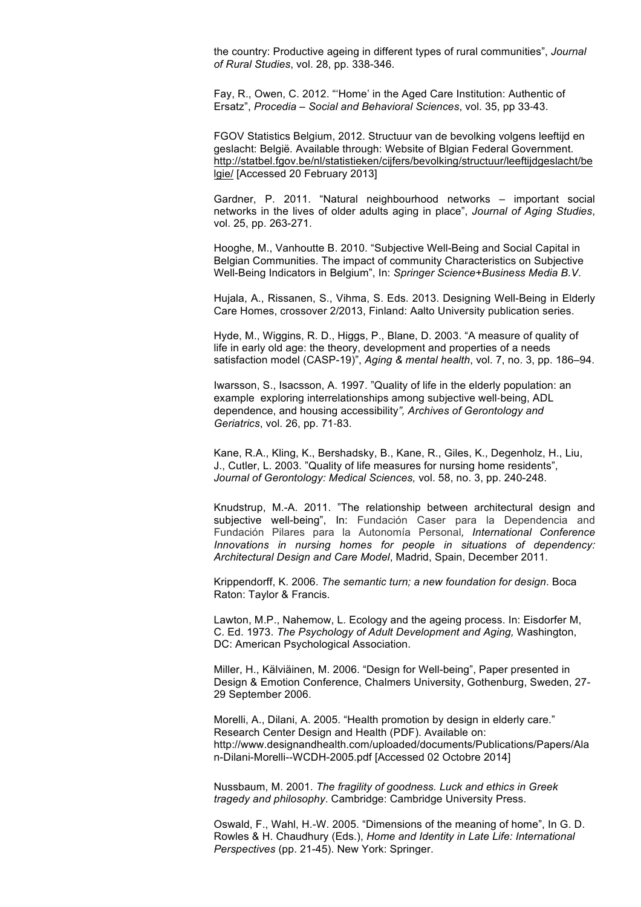the country: Productive ageing in different types of rural communities", *Journal of Rural Studies*, vol. 28, pp. 338-346.

Fay, R., Owen, C. 2012. "'Home' in the Aged Care Institution: Authentic of Ersatz", *Procedia – Social and Behavioral Sciences*, vol. 35, pp 33-43.

FGOV Statistics Belgium, 2012. Structuur van de bevolking volgens leeftijd en geslacht: België. Available through: Website of Blgian Federal Government. http://statbel.fgov.be/nl/statistieken/cijfers/bevolking/structuur/leeftijdgeslacht/belgie/ [Accessed 20 February 2013]

Gardner, P. 2011. "Natural neighbourhood networks – important social networks in the lives of older adults aging in place", *Journal of Aging Studies*, vol. 25, pp. 263-271.

Hooghe, M., Vanhoutte B. 2010. "Subjective Well-Being and Social Capital in Belgian Communities. The impact of community Characteristics on Subjective Well-Being Indicators in Belgium", In: *Springer Science+Business Media B.V*.

Hujala, A., Rissanen, S., Vihma, S. Eds. 2013. Designing Well-Being in Elderly Care Homes, crossover 2/2013, Finland: Aalto University publication series.

Hyde, M., Wiggins, R. D., Higgs, P., Blane, D. 2003. "A measure of quality of life in early old age: the theory, development and properties of a needs satisfaction model (CASP-19)", *Aging & mental health*, vol. 7, no. 3, pp. 186–94.

Iwarsson, S., Isacsson, A. 1997. "Quality of life in the elderly population: an example exploring interrelationships among subjective well-being, ADL dependence, and housing accessibility*", Archives of Gerontology and Geriatrics*, vol. 26, pp. 71-83.

Kane, R.A., Kling, K., Bershadsky, B., Kane, R., Giles, K., Degenholz, H., Liu, J., Cutler, L. 2003. "Quality of life measures for nursing home residents", *Journal of Gerontology: Medical Sciences,* vol. 58, no. 3, pp. 240-248.

Knudstrup, M.-A. 2011. "The relationship between architectural design and subjective well-being", In: Fundación Caser para la Dependencia and Fundación Pilares para la Autonomía Personal*, International Conference Innovations in nursing homes for people in situations of dependency: Architectural Design and Care Model*, Madrid, Spain, December 2011.

Krippendorff, K. 2006. *The semantic turn; a new foundation for design*. Boca Raton: Taylor & Francis.

Lawton, M.P., Nahemow, L. Ecology and the ageing process. In: Eisdorfer M, C. Ed. 1973. *The Psychology of Adult Development and Aging,* Washington, DC: American Psychological Association.

Miller, H., Kälviäinen, M. 2006. "Design for Well-being", Paper presented in Design & Emotion Conference, Chalmers University, Gothenburg, Sweden, 27-29 September 2006.

Morelli, A., Dilani, A. 2005. "Health promotion by design in elderly care." Research Center Design and Health (PDF). Available on: http://www.designandhealth.com/uploaded/documents/Publications/Papers/Alan-Dilani-Morelli--WCDH-2005.pdf [Accessed 02 Octobre 2014]

Nussbaum, M. 2001. *The fragility of goodness. Luck and ethics in Greek tragedy and philosophy*. Cambridge: Cambridge University Press.

Oswald, F., Wahl, H.-W. 2005. "Dimensions of the meaning of home", In G. D. Rowles & H. Chaudhury (Eds.), *Home and Identity in Late Life: International Perspectives* (pp. 21-45). New York: Springer.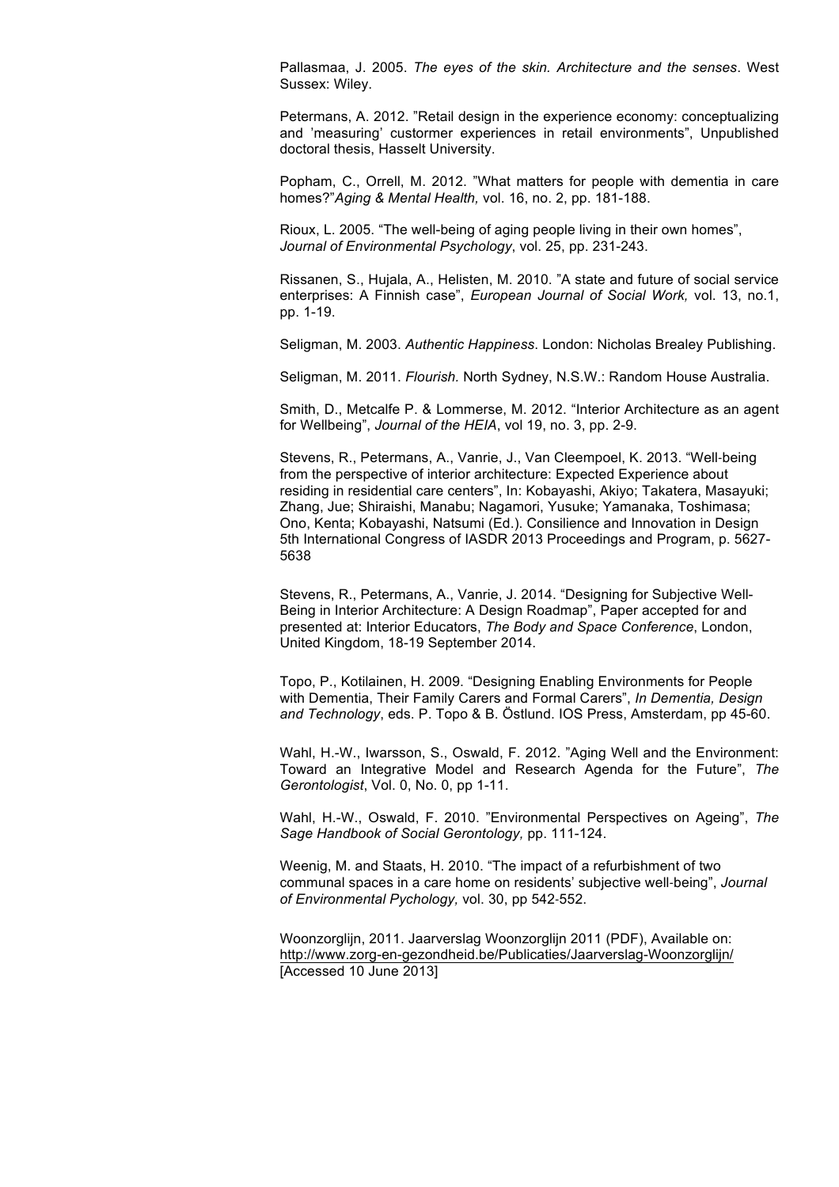Pallasmaa, J. 2005. *The eyes of the skin. Architecture and the senses*. West Sussex: Wiley.

Petermans, A. 2012. "Retail design in the experience economy: conceptualizing and 'measuring' custormer experiences in retail environments", Unpublished doctoral thesis, Hasselt University.

Popham, C., Orrell, M. 2012. "What matters for people with dementia in care homes?" *Aging & Mental Health,* vol. 16, no. 2, pp. 181-188.

Rioux, L. 2005. "The well-being of aging people living in their own homes", *Journal of Environmental Psychology*, vol. 25, pp. 231-243.

Rissanen, S., Hujala, A., Helisten, M. 2010. "A state and future of social service enterprises: A Finnish case", *European Journal of Social Work,* vol. 13, no.1, pp. 1-19.

Seligman, M. 2003. *Authentic Happiness*. London: Nicholas Brealey Publishing.

Seligman, M. 2011. *Flourish.* North Sydney, N.S.W.: Random House Australia.

Smith, D., Metcalfe P. & Lommerse, M. 2012. "Interior Architecture as an agent for Wellbeing", *Journal of the HEIA*, vol 19, no. 3, pp. 2-9.

Stevens, R., Petermans, A., Vanrie, J., Van Cleempoel, K. 2013. "Well-being from the perspective of interior architecture: Expected Experience about residing in residential care centers", In: Kobayashi, Akiyo; Takatera, Masayuki; Zhang, Jue; Shiraishi, Manabu; Nagamori, Yusuke; Yamanaka, Toshimasa; Ono, Kenta; Kobayashi, Natsumi (Ed.). Consilience and Innovation in Design 5th International Congress of IASDR 2013 Proceedings and Program, p. 5627-5638

Stevens, R., Petermans, A., Vanrie, J. 2014. "Designing for Subjective Well-Being in Interior Architecture: A Design Roadmap", Paper accepted for and presented at: Interior Educators, *The Body and Space Conference*, London, United Kingdom, 18-19 September 2014.

Topo, P., Kotilainen, H. 2009. "Designing Enabling Environments for People with Dementia, Their Family Carers and Formal Carers", *In Dementia, Design and Technology*, eds. P. Topo & B. Östlund. IOS Press, Amsterdam, pp 45-60.

Wahl, H.-W., Iwarsson, S., Oswald, F. 2012. "Aging Well and the Environment: Toward an Integrative Model and Research Agenda for the Future", *The Gerontologist*, Vol. 0, No. 0, pp 1-11.

Wahl, H.-W., Oswald, F. 2010. "Environmental Perspectives on Ageing", *The Sage Handbook of Social Gerontology,* pp. 111-124.

Weenig, M. and Staats, H. 2010. "The impact of a refurbishment of two communal spaces in a care home on residents' subjective well-being", *Journal of Environmental Pychology,* vol. 30, pp 542-552.

Woonzorglijn, 2011. Jaarverslag Woonzorglijn 2011 (PDF), Available on: http://www.zorg-en-gezondheid.be/Publicaties/Jaarverslag-Woonzorglijn/ [Accessed 10 June 2013]